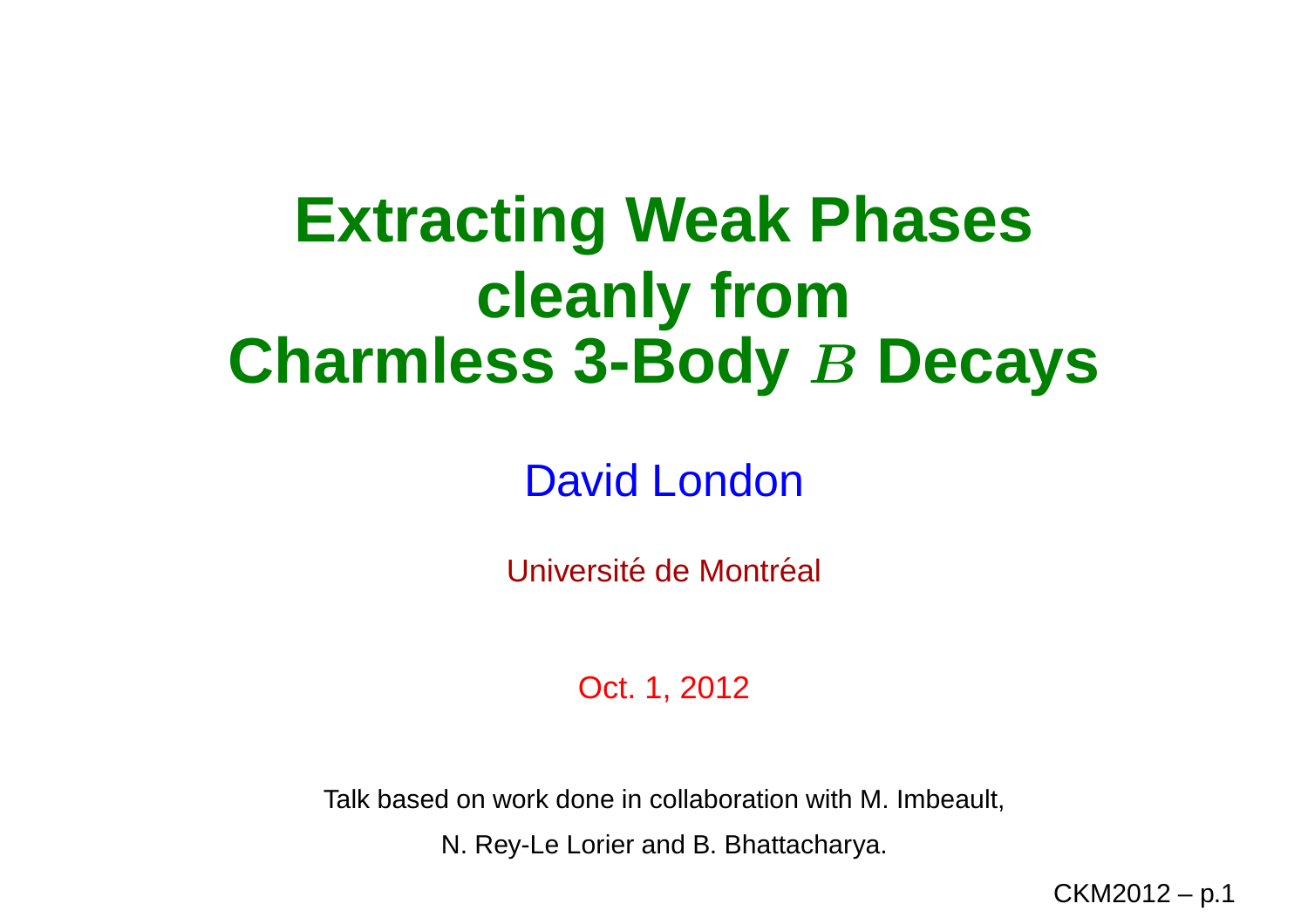# Extracting Weak Phases cleanly from Charmless 3-Body $B$ Decays

David London

Université de Montréal

Oct. 1, 2012

Talk based on work done in collaboration with M. Imbeault, N. Rey-Le Lorier and B. Bhattacharya.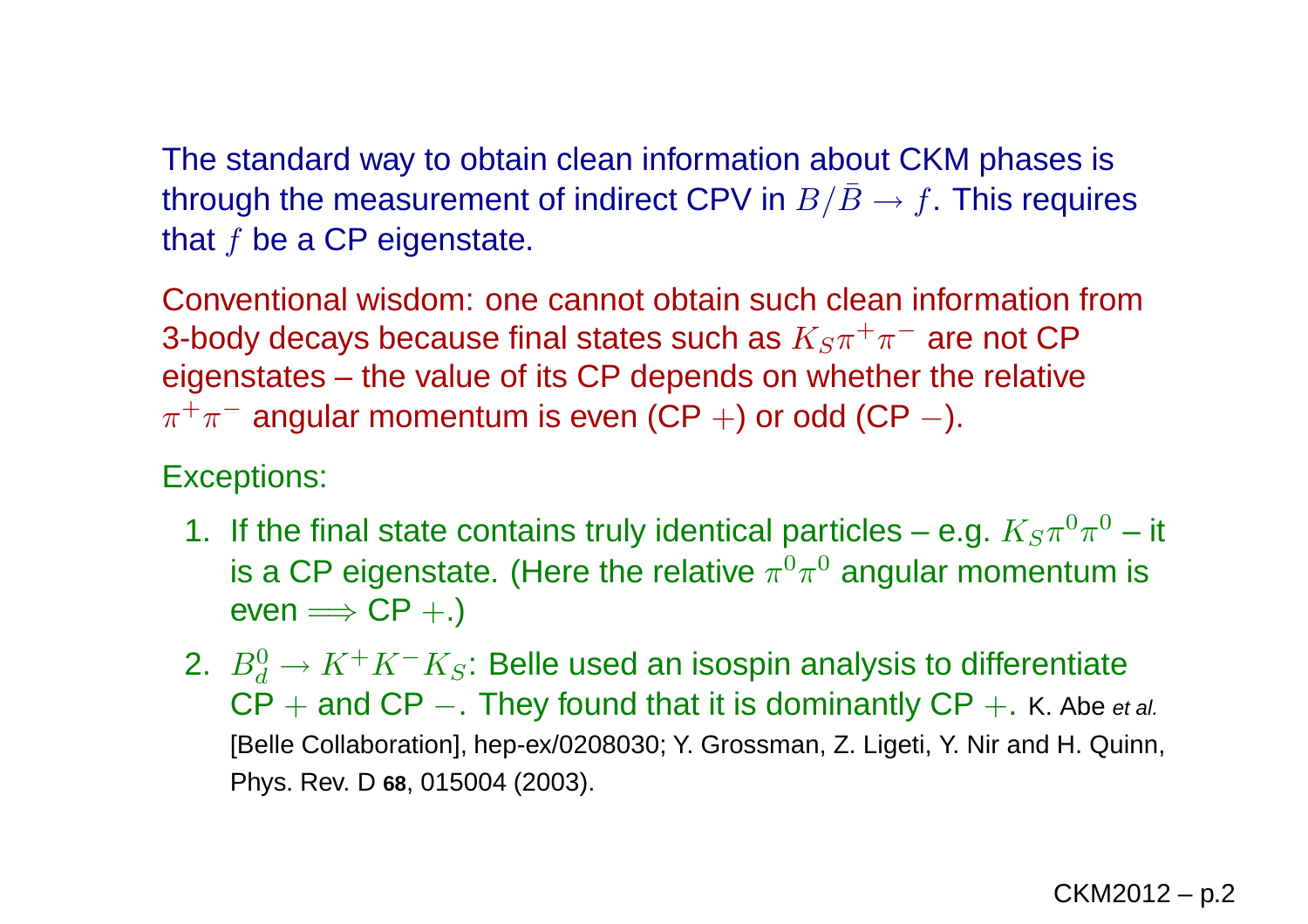The standard way to obtain clean information about CKM phases is through the measurement of indirect CPV in $B/\bar{B} \to f$. This requires that $f$ be a CP eigenstate.

Conventional wisdom: one cannot obtain such clean information from 3-body decays because final states such as $K_S\pi^+\pi^-$ are not CP eigenstates – the value of its CP depends on whether the relative $\pi^+\pi^-$ angular momentum is even (CP $+$) or odd (CP $-$).

Exceptions:

1. If the final state contains truly identical particles – e.g. $K_S\pi^0\pi^0$ – it is a CP eigenstate. (Here the relative $\pi^0\pi^0$ angular momentum is even $\Longrightarrow$ CP $+$.)
2. $B_d^0 \to K^+K^-K_S$: Belle used an isospin analysis to differentiate CP $+$ and CP $-$. They found that it is dominantly CP $+$. K. Abe *et al.* [Belle Collaboration], hep-ex/0208030; Y. Grossman, Z. Ligeti, Y. Nir and H. Quinn, Phys. Rev. D **68**, 015004 (2003).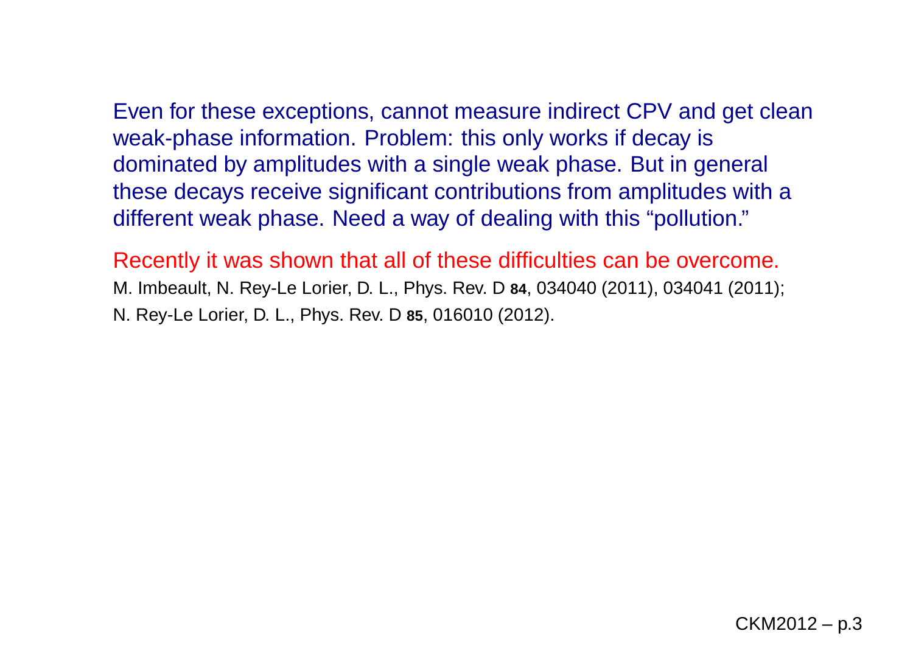Even for these exceptions, cannot measure indirect CPV and get clean weak-phase information. Problem: this only works if decay is dominated by amplitudes with a single weak phase. But in general these decays receive significant contributions from amplitudes with a different weak phase. Need a way of dealing with this "pollution."

Recently it was shown that all of these difficulties can be overcome.

M. Imbeault, N. Rey-Le Lorier, D. L., Phys. Rev. D **84**, 034040 (2011), 034041 (2011);
N. Rey-Le Lorier, D. L., Phys. Rev. D **85**, 016010 (2012).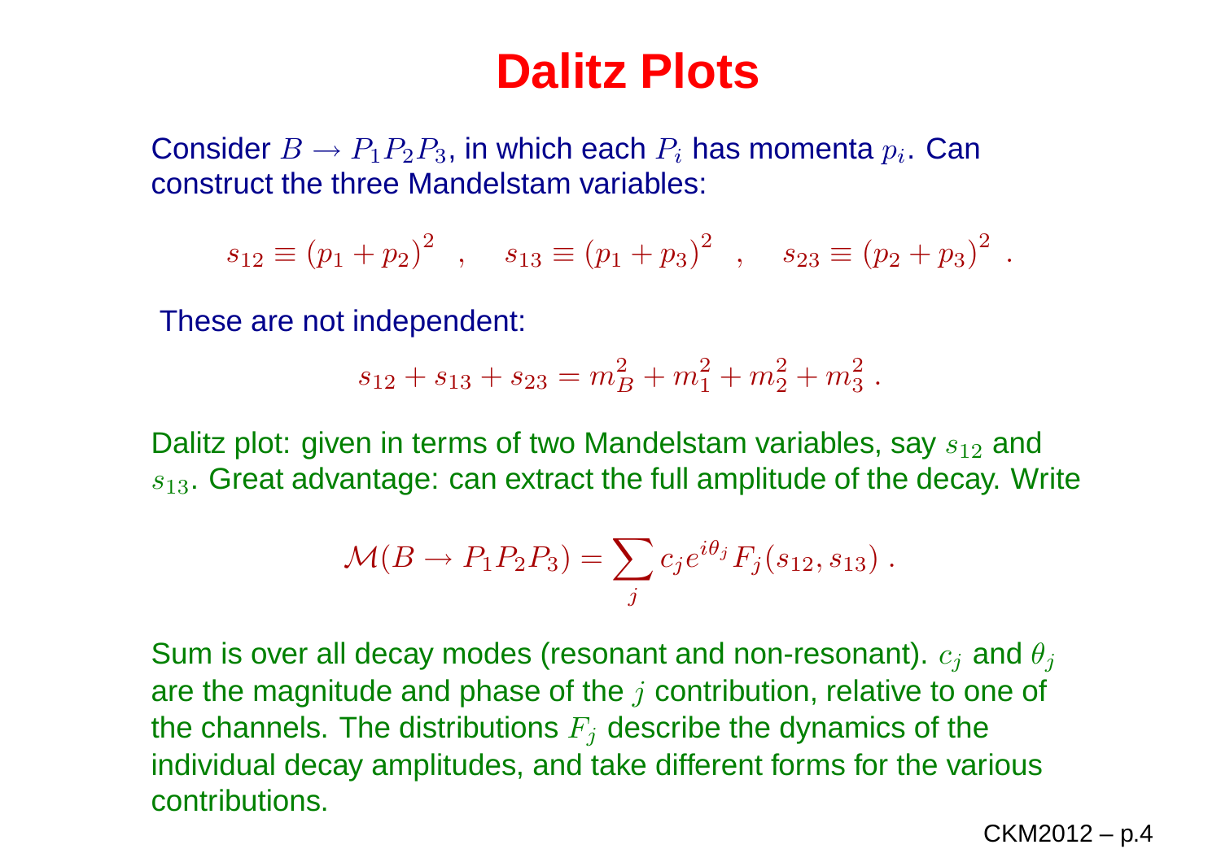# Dalitz Plots

Consider $B \to P_1 P_2 P_3$, in which each $P_i$ has momenta $p_i$. Can construct the three Mandelstam variables:

$$s_{12} \equiv (p_1 + p_2)^2 \quad , \quad s_{13} \equiv (p_1 + p_3)^2 \quad , \quad s_{23} \equiv (p_2 + p_3)^2 \; .$$

These are not independent:

$$s_{12} + s_{13} + s_{23} = m_B^2 + m_1^2 + m_2^2 + m_3^2 \; .$$

Dalitz plot: given in terms of two Mandelstam variables, say $s_{12}$ and $s_{13}$. Great advantage: can extract the full amplitude of the decay. Write

$$\mathcal{M}(B \to P_1 P_2 P_3) = \sum_j c_j e^{i\theta_j} F_j(s_{12}, s_{13}) \; .$$

Sum is over all decay modes (resonant and non-resonant). $c_j$ and $\theta_j$ are the magnitude and phase of the $j$ contribution, relative to one of the channels. The distributions $F_j$ describe the dynamics of the individual decay amplitudes, and take different forms for the various contributions.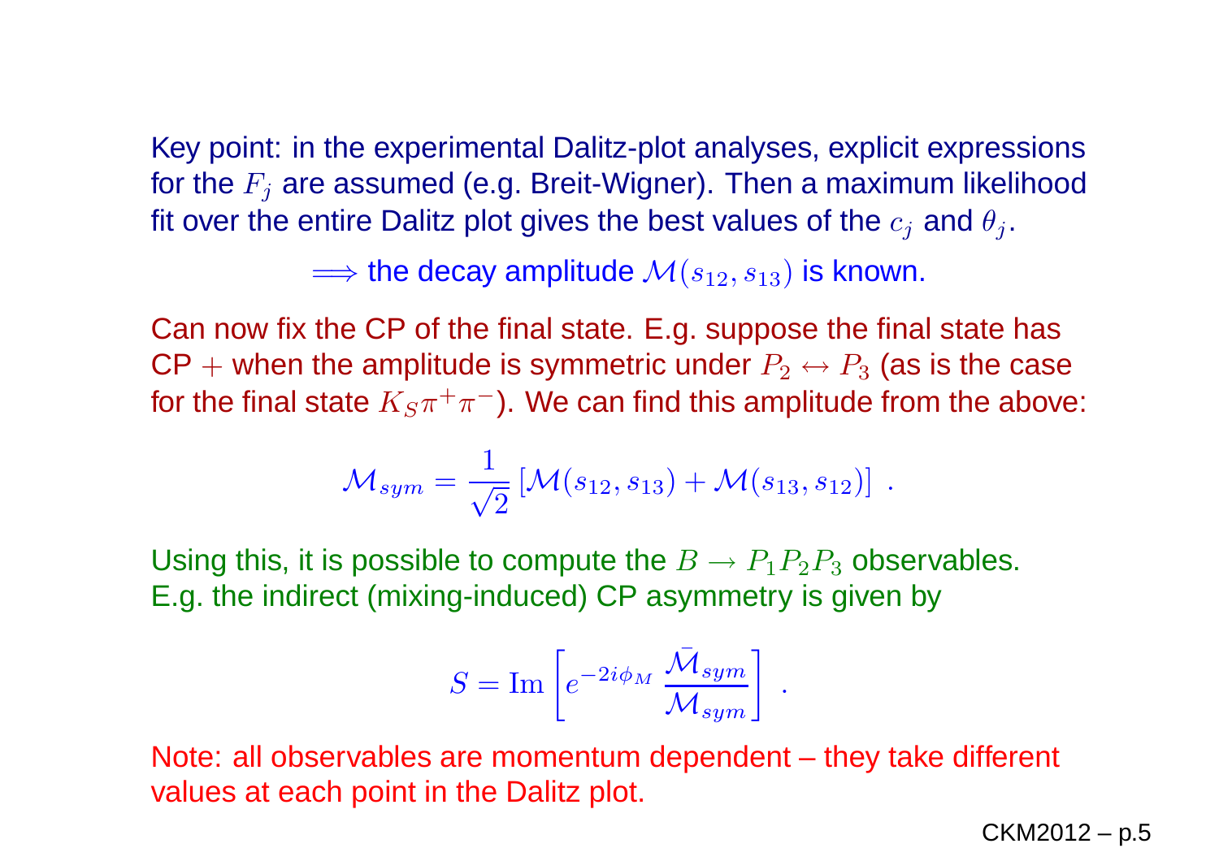Key point: in the experimental Dalitz-plot analyses, explicit expressions for the $F_j$ are assumed (e.g. Breit-Wigner). Then a maximum likelihood fit over the entire Dalitz plot gives the best values of the $c_j$ and $\theta_j$.

$\Longrightarrow$ the decay amplitude $\mathcal{M}(s_{12}, s_{13})$ is known.

Can now fix the CP of the final state. E.g. suppose the final state has CP $+$ when the amplitude is symmetric under $P_2 \leftrightarrow P_3$ (as is the case for the final state $K_S\pi^+\pi^-$). We can find this amplitude from the above:

$$\mathcal{M}_{sym} = \frac{1}{\sqrt{2}} \left[\mathcal{M}(s_{12}, s_{13}) + \mathcal{M}(s_{13}, s_{12})\right] \ .$$

Using this, it is possible to compute the $B \to P_1 P_2 P_3$ observables. E.g. the indirect (mixing-induced) CP asymmetry is given by

$$S = \text{Im}\left[e^{-2i\phi_M} \, \frac{\bar{\mathcal{M}}_{sym}}{\mathcal{M}_{sym}}\right] \ .$$

Note: all observables are momentum dependent – they take different values at each point in the Dalitz plot.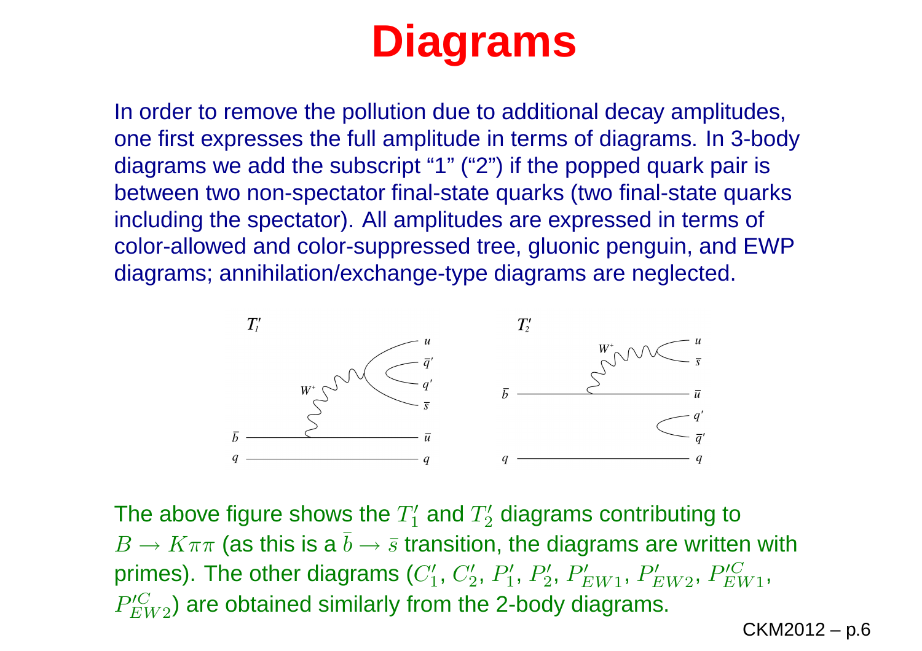# Diagrams

In order to remove the pollution due to additional decay amplitudes, one first expresses the full amplitude in terms of diagrams. In 3-body diagrams we add the subscript "1" ("2") if the popped quark pair is between two non-spectator final-state quarks (two final-state quarks including the spectator). All amplitudes are expressed in terms of color-allowed and color-suppressed tree, gluonic penguin, and EWP diagrams; annihilation/exchange-type diagrams are neglected.

The above figure shows the $T_1'$ and $T_2'$ diagrams contributing to $B \to K\pi\pi$ (as this is a $\bar{b} \to \bar{s}$ transition, the diagrams are written with primes). The other diagrams ($C_1'$, $C_2'$, $P_1'$, $P_2'$, $P_{EW1}'$, $P_{EW2}'$, $P_{EW1}'^C$, $P_{EW2}'^C$) are obtained similarly from the 2-body diagrams.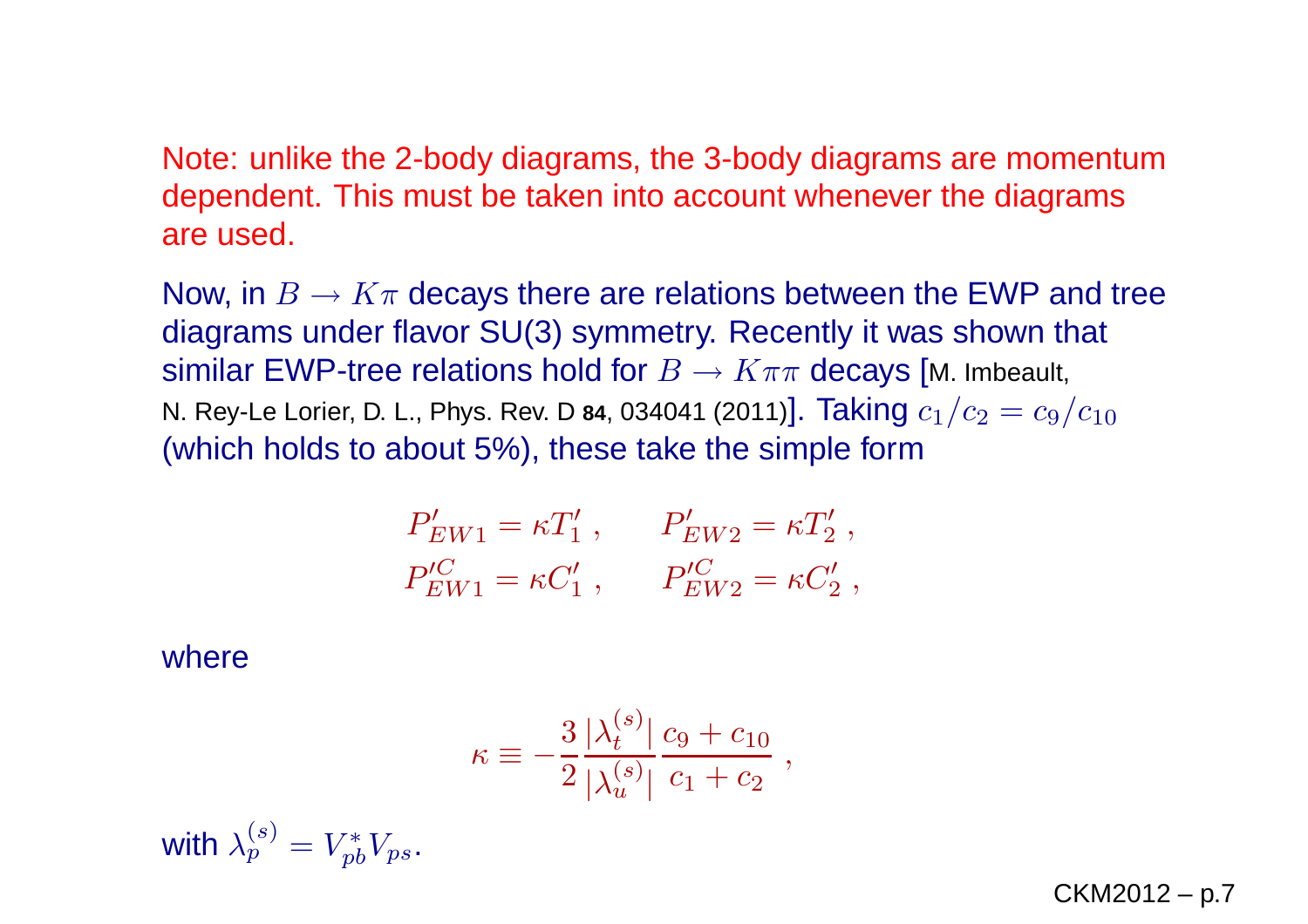Note: unlike the 2-body diagrams, the 3-body diagrams are momentum dependent. This must be taken into account whenever the diagrams are used.

Now, in $B \to K\pi$ decays there are relations between the EWP and tree diagrams under flavor SU(3) symmetry. Recently it was shown that similar EWP-tree relations hold for $B \to K\pi\pi$ decays [M. Imbeault, N. Rey-Le Lorier, D. L., Phys. Rev. D **84**, 034041 (2011)]. Taking $c_1/c_2 = c_9/c_{10}$ (which holds to about 5%), these take the simple form

$$
\begin{aligned}
P'_{EW1} &= \kappa T'_1 \,, \qquad P'_{EW2} = \kappa T'_2 \,, \\
P'^{C}_{EW1} &= \kappa C'_1 \,, \qquad P'^{C}_{EW2} = \kappa C'_2 \,,
\end{aligned}
$$

where

$$
\kappa \equiv -\frac{3}{2} \frac{|\lambda_t^{(s)}|}{|\lambda_u^{(s)}|} \frac{c_9 + c_{10}}{c_1 + c_2} \,,
$$

with $\lambda_p^{(s)} = V_{pb}^* V_{ps}$.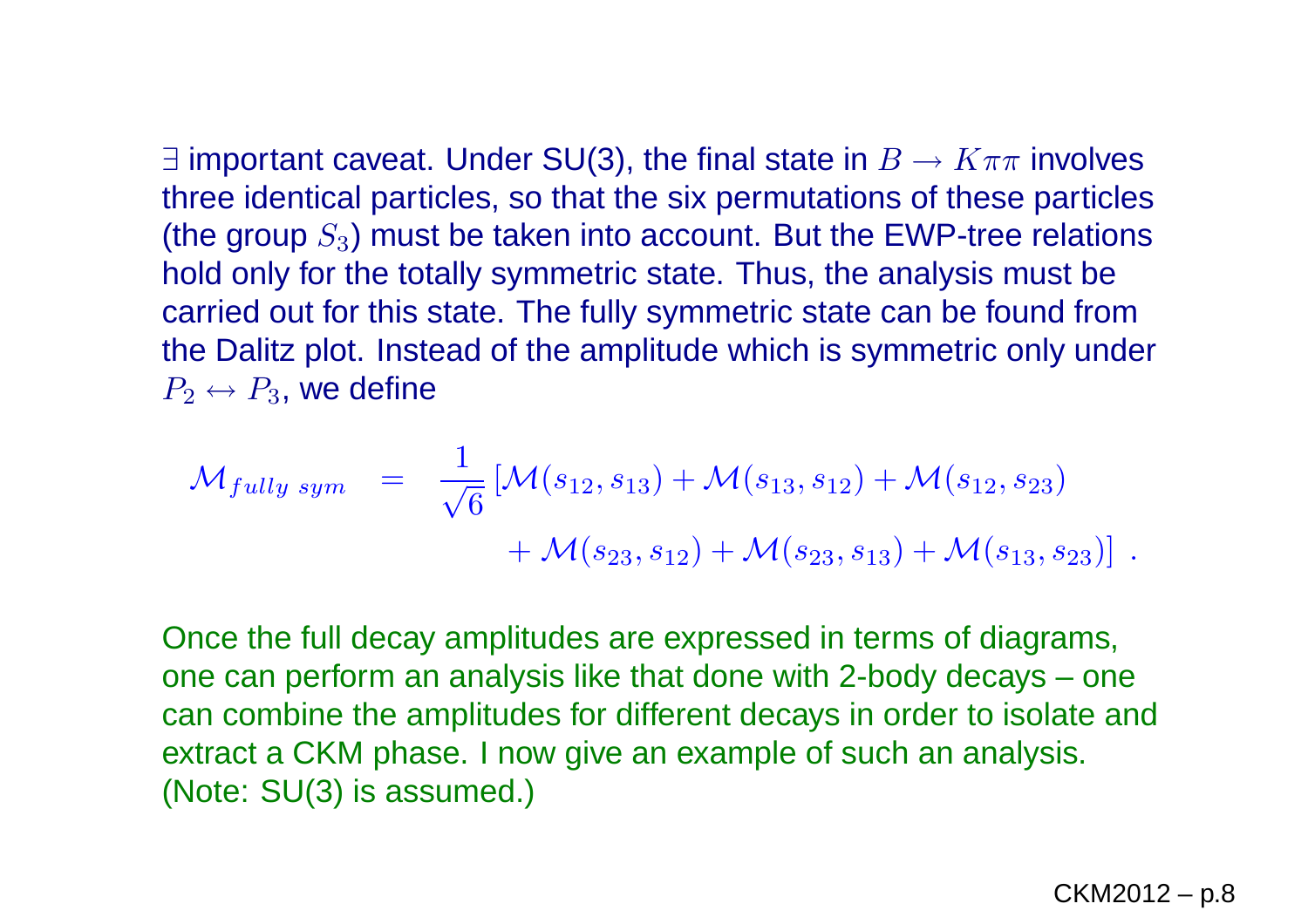$\exists$ important caveat. Under SU(3), the final state in $B \to K\pi\pi$ involves three identical particles, so that the six permutations of these particles (the group $S_3$) must be taken into account. But the EWP-tree relations hold only for the totally symmetric state. Thus, the analysis must be carried out for this state. The fully symmetric state can be found from the Dalitz plot. Instead of the amplitude which is symmetric only under $P_2 \leftrightarrow P_3$, we define

$$
\begin{aligned}
\mathcal{M}_{fully\ sym} &= \frac{1}{\sqrt{6}} \left[ \mathcal{M}(s_{12}, s_{13}) + \mathcal{M}(s_{13}, s_{12}) + \mathcal{M}(s_{12}, s_{23}) \right. \\
&\qquad \left. + \, \mathcal{M}(s_{23}, s_{12}) + \mathcal{M}(s_{23}, s_{13}) + \mathcal{M}(s_{13}, s_{23}) \right] \ .
\end{aligned}
$$

Once the full decay amplitudes are expressed in terms of diagrams, one can perform an analysis like that done with 2-body decays – one can combine the amplitudes for different decays in order to isolate and extract a CKM phase. I now give an example of such an analysis. (Note: SU(3) is assumed.)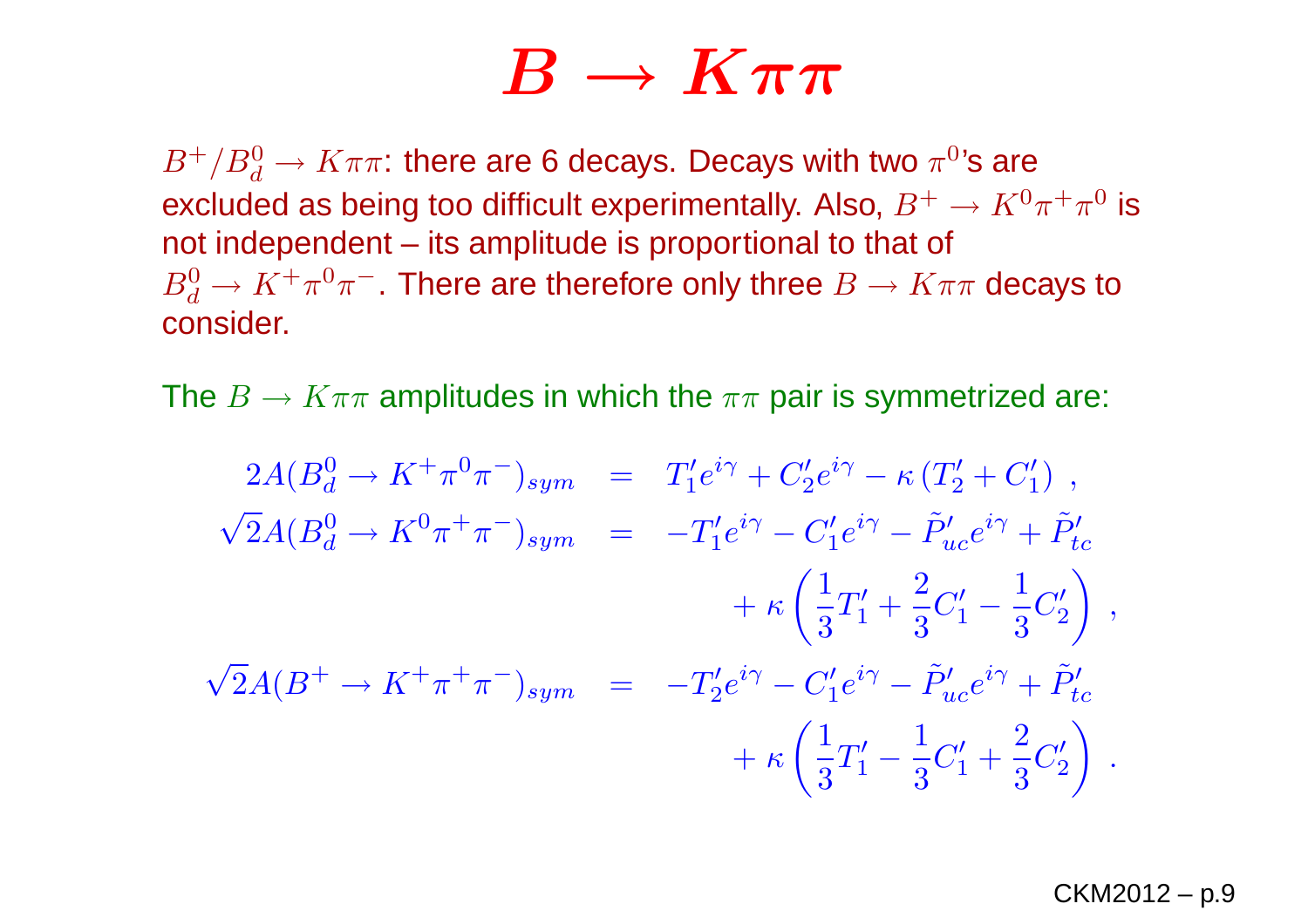# $B \to K\pi\pi$

$B^+/B_d^0 \to K\pi\pi$: there are 6 decays. Decays with two $\pi^0$'s are excluded as being too difficult experimentally. Also, $B^+ \to K^0\pi^+\pi^0$ is not independent – its amplitude is proportional to that of $B_d^0 \to K^+\pi^0\pi^-$. There are therefore only three $B \to K\pi\pi$ decays to consider.

The $B \to K\pi\pi$ amplitudes in which the $\pi\pi$ pair is symmetrized are:

$$
\begin{aligned}
2A(B_d^0 \to K^+\pi^0\pi^-)_{sym} &= T_1' e^{i\gamma} + C_2' e^{i\gamma} - \kappa\,(T_2' + C_1')\ , \\
\sqrt{2}A(B_d^0 \to K^0\pi^+\pi^-)_{sym} &= -T_1' e^{i\gamma} - C_1' e^{i\gamma} - \tilde{P}'_{uc} e^{i\gamma} + \tilde{P}'_{tc} \\
&\quad + \kappa\left(\frac{1}{3}T_1' + \frac{2}{3}C_1' - \frac{1}{3}C_2'\right)\ , \\
\sqrt{2}A(B^+ \to K^+\pi^+\pi^-)_{sym} &= -T_2' e^{i\gamma} - C_1' e^{i\gamma} - \tilde{P}'_{uc} e^{i\gamma} + \tilde{P}'_{tc} \\
&\quad + \kappa\left(\frac{1}{3}T_1' - \frac{1}{3}C_1' + \frac{2}{3}C_2'\right)\ .
\end{aligned}
$$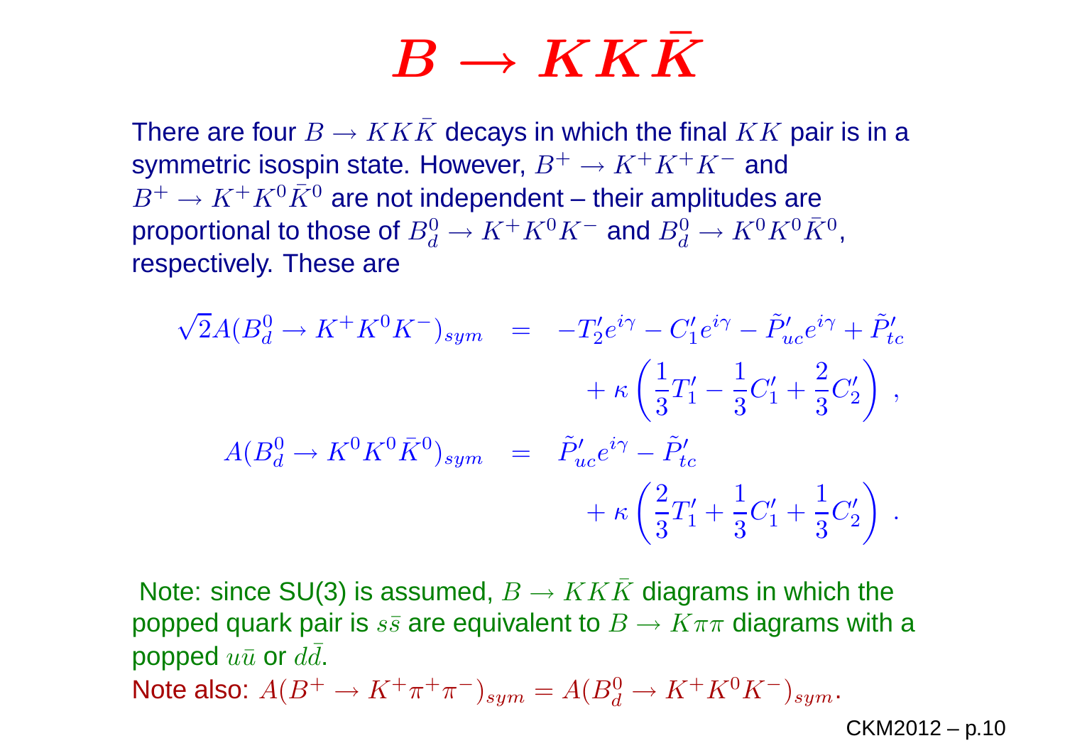# $B \to KK\bar{K}$

There are four $B \to KK\bar{K}$ decays in which the final $KK$ pair is in a symmetric isospin state. However, $B^+ \to K^+K^+K^-$ and $B^+ \to K^+K^0\bar{K}^0$ are not independent – their amplitudes are proportional to those of $B_d^0 \to K^+K^0K^-$ and $B_d^0 \to K^0K^0\bar{K}^0$, respectively. These are

$$
\begin{aligned}
\sqrt{2}A(B_d^0 \to K^+K^0K^-)_{sym} &= -T_2' e^{i\gamma} - C_1' e^{i\gamma} - \tilde{P}_{uc}' e^{i\gamma} + \tilde{P}_{tc}' \\
&\quad + \kappa\left(\frac{1}{3}T_1' - \frac{1}{3}C_1' + \frac{2}{3}C_2'\right) , \\
A(B_d^0 \to K^0K^0\bar{K}^0)_{sym} &= \tilde{P}_{uc}' e^{i\gamma} - \tilde{P}_{tc}' \\
&\quad + \kappa\left(\frac{2}{3}T_1' + \frac{1}{3}C_1' + \frac{1}{3}C_2'\right) .
\end{aligned}
$$

Note: since SU(3) is assumed, $B \to KK\bar{K}$ diagrams in which the popped quark pair is $s\bar{s}$ are equivalent to $B \to K\pi\pi$ diagrams with a popped $u\bar{u}$ or $d\bar{d}$.

Note also: $A(B^+ \to K^+\pi^+\pi^-)_{sym} = A(B_d^0 \to K^+K^0K^-)_{sym}$.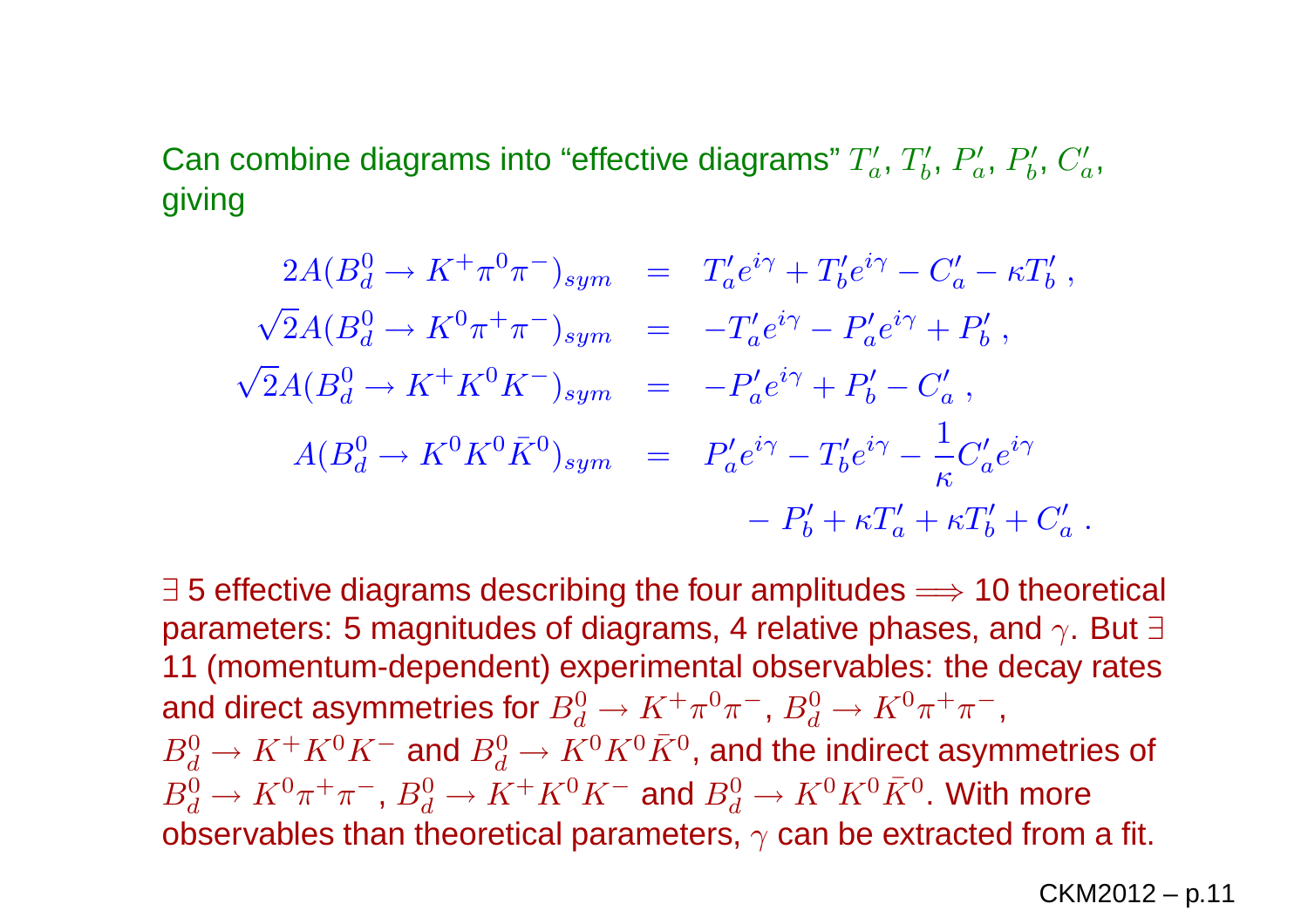Can combine diagrams into "effective diagrams" $T'_a$, $T'_b$, $P'_a$, $P'_b$, $C'_a$, giving

$$
\begin{aligned}
2A(B_d^0 \to K^+\pi^0\pi^-)_{sym} &= T'_a e^{i\gamma} + T'_b e^{i\gamma} - C'_a - \kappa T'_b \, , \\
\sqrt{2}A(B_d^0 \to K^0\pi^+\pi^-)_{sym} &= -T'_a e^{i\gamma} - P'_a e^{i\gamma} + P'_b \, , \\
\sqrt{2}A(B_d^0 \to K^+K^0K^-)_{sym} &= -P'_a e^{i\gamma} + P'_b - C'_a \, , \\
A(B_d^0 \to K^0K^0\bar{K}^0)_{sym} &= P'_a e^{i\gamma} - T'_b e^{i\gamma} - \frac{1}{\kappa} C'_a e^{i\gamma} \\
&\quad - P'_b + \kappa T'_a + \kappa T'_b + C'_a \, .
\end{aligned}
$$

$\exists$ 5 effective diagrams describing the four amplitudes $\Longrightarrow$ 10 theoretical parameters: 5 magnitudes of diagrams, 4 relative phases, and $\gamma$. But $\exists$ 11 (momentum-dependent) experimental observables: the decay rates and direct asymmetries for $B_d^0 \to K^+\pi^0\pi^-$, $B_d^0 \to K^0\pi^+\pi^-$, $B_d^0 \to K^+K^0K^-$ and $B_d^0 \to K^0K^0\bar{K}^0$, and the indirect asymmetries of $B_d^0 \to K^0\pi^+\pi^-$, $B_d^0 \to K^+K^0K^-$ and $B_d^0 \to K^0K^0\bar{K}^0$. With more observables than theoretical parameters, $\gamma$ can be extracted from a fit.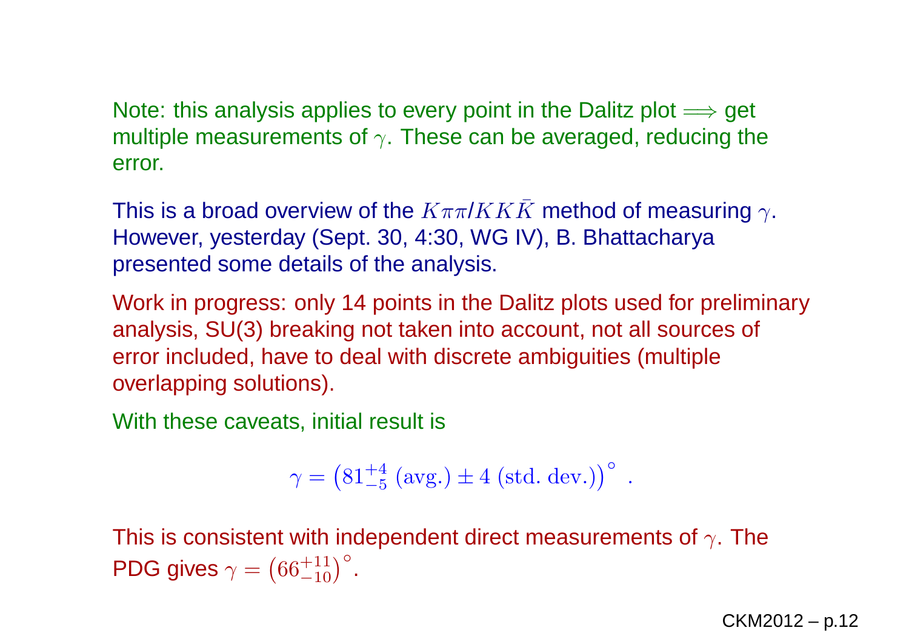Note: this analysis applies to every point in the Dalitz plot $\Longrightarrow$ get multiple measurements of $\gamma$. These can be averaged, reducing the error.

This is a broad overview of the $K\pi\pi/KK\bar{K}$ method of measuring $\gamma$. However, yesterday (Sept. 30, 4:30, WG IV), B. Bhattacharya presented some details of the analysis.

Work in progress: only 14 points in the Dalitz plots used for preliminary analysis, SU(3) breaking not taken into account, not all sources of error included, have to deal with discrete ambiguities (multiple overlapping solutions).

With these caveats, initial result is

$$\gamma = \left(81^{+4}_{-5}\,(\mathrm{avg.}) \pm 4\,(\mathrm{std.\ dev.})\right)^\circ \ .$$

This is consistent with independent direct measurements of $\gamma$. The PDG gives $\gamma = \left(66^{+11}_{-10}\right)^\circ$.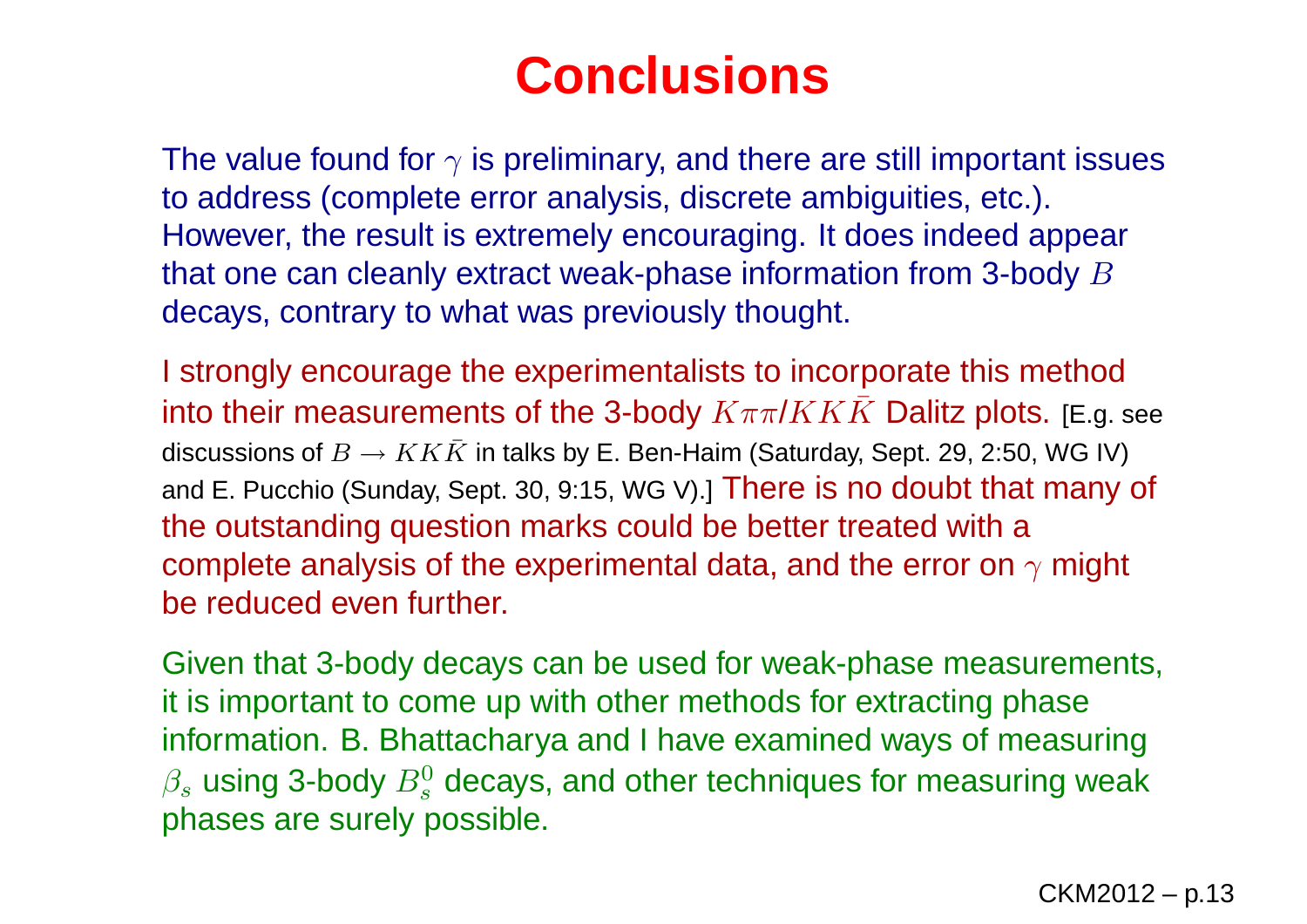# Conclusions

The value found for $\gamma$ is preliminary, and there are still important issues to address (complete error analysis, discrete ambiguities, etc.). However, the result is extremely encouraging. It does indeed appear that one can cleanly extract weak-phase information from 3-body $B$ decays, contrary to what was previously thought.

I strongly encourage the experimentalists to incorporate this method into their measurements of the 3-body $K\pi\pi$/$KK\bar{K}$ Dalitz plots. [E.g. see discussions of $B \to KK\bar{K}$ in talks by E. Ben-Haim (Saturday, Sept. 29, 2:50, WG IV) and E. Pucchio (Sunday, Sept. 30, 9:15, WG V).] There is no doubt that many of the outstanding question marks could be better treated with a complete analysis of the experimental data, and the error on $\gamma$ might be reduced even further.

Given that 3-body decays can be used for weak-phase measurements, it is important to come up with other methods for extracting phase information. B. Bhattacharya and I have examined ways of measuring $\beta_s$ using 3-body $B_s^0$ decays, and other techniques for measuring weak phases are surely possible.